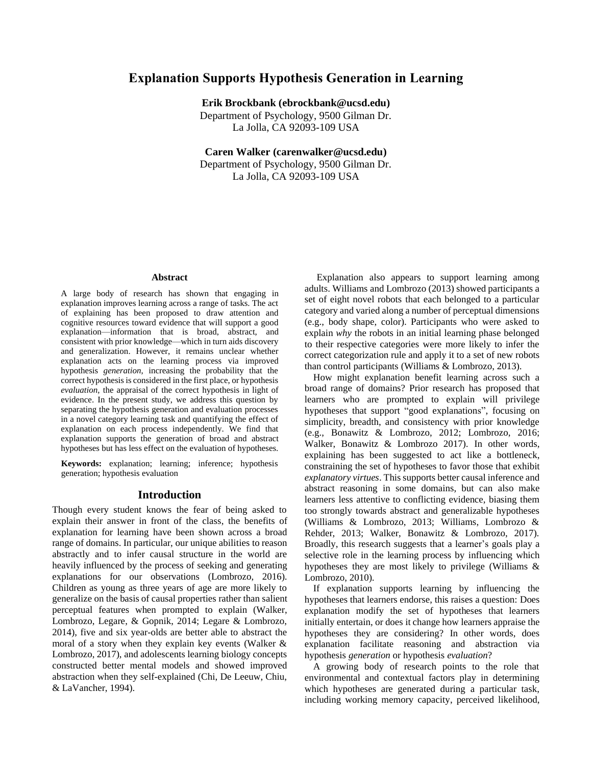# Explanation Supports Hypothesis Generation in Learning

**Erik Brockbank (ebrockbank@ucsd.edu)**
Department of Psychology, 9500 Gilman Dr.
La Jolla, CA 92093-109 USA

**Caren Walker (carenwalker@ucsd.edu)**
Department of Psychology, 9500 Gilman Dr.
La Jolla, CA 92093-109 USA

### Abstract

A large body of research has shown that engaging in explanation improves learning across a range of tasks. The act of explaining has been proposed to draw attention and cognitive resources toward evidence that will support a good explanation—information that is broad, abstract, and consistent with prior knowledge—which in turn aids discovery and generalization. However, it remains unclear whether explanation acts on the learning process via improved hypothesis *generation*, increasing the probability that the correct hypothesis is considered in the first place, or hypothesis *evaluation*, the appraisal of the correct hypothesis in light of evidence. In the present study, we address this question by separating the hypothesis generation and evaluation processes in a novel category learning task and quantifying the effect of explanation on each process independently. We find that explanation supports the generation of broad and abstract hypotheses but has less effect on the evaluation of hypotheses.

**Keywords:** explanation; learning; inference; hypothesis generation; hypothesis evaluation

## Introduction

Though every student knows the fear of being asked to explain their answer in front of the class, the benefits of explanation for learning have been shown across a broad range of domains. In particular, our unique abilities to reason abstractly and to infer causal structure in the world are heavily influenced by the process of seeking and generating explanations for our observations (Lombrozo, 2016). Children as young as three years of age are more likely to generalize on the basis of causal properties rather than salient perceptual features when prompted to explain (Walker, Lombrozo, Legare, & Gopnik, 2014; Legare & Lombrozo, 2014), five and six year-olds are better able to abstract the moral of a story when they explain key events (Walker & Lombrozo, 2017), and adolescents learning biology concepts constructed better mental models and showed improved abstraction when they self-explained (Chi, De Leeuw, Chiu, & LaVancher, 1994).

Explanation also appears to support learning among adults. Williams and Lombrozo (2013) showed participants a set of eight novel robots that each belonged to a particular category and varied along a number of perceptual dimensions (e.g., body shape, color). Participants who were asked to explain *why* the robots in an initial learning phase belonged to their respective categories were more likely to infer the correct categorization rule and apply it to a set of new robots than control participants (Williams & Lombrozo, 2013).

How might explanation benefit learning across such a broad range of domains? Prior research has proposed that learners who are prompted to explain will privilege hypotheses that support "good explanations", focusing on simplicity, breadth, and consistency with prior knowledge (e.g., Bonawitz & Lombrozo, 2012; Lombrozo, 2016; Walker, Bonawitz & Lombrozo 2017). In other words, explaining has been suggested to act like a bottleneck, constraining the set of hypotheses to favor those that exhibit *explanatory virtues*. This supports better causal inference and abstract reasoning in some domains, but can also make learners less attentive to conflicting evidence, biasing them too strongly towards abstract and generalizable hypotheses (Williams & Lombrozo, 2013; Williams, Lombrozo & Rehder, 2013; Walker, Bonawitz & Lombrozo, 2017). Broadly, this research suggests that a learner's goals play a selective role in the learning process by influencing which hypotheses they are most likely to privilege (Williams & Lombrozo, 2010).

If explanation supports learning by influencing the hypotheses that learners endorse, this raises a question: Does explanation modify the set of hypotheses that learners initially entertain, or does it change how learners appraise the hypotheses they are considering? In other words, does explanation facilitate reasoning and abstraction via hypothesis *generation* or hypothesis *evaluation*?

A growing body of research points to the role that environmental and contextual factors play in determining which hypotheses are generated during a particular task, including working memory capacity, perceived likelihood,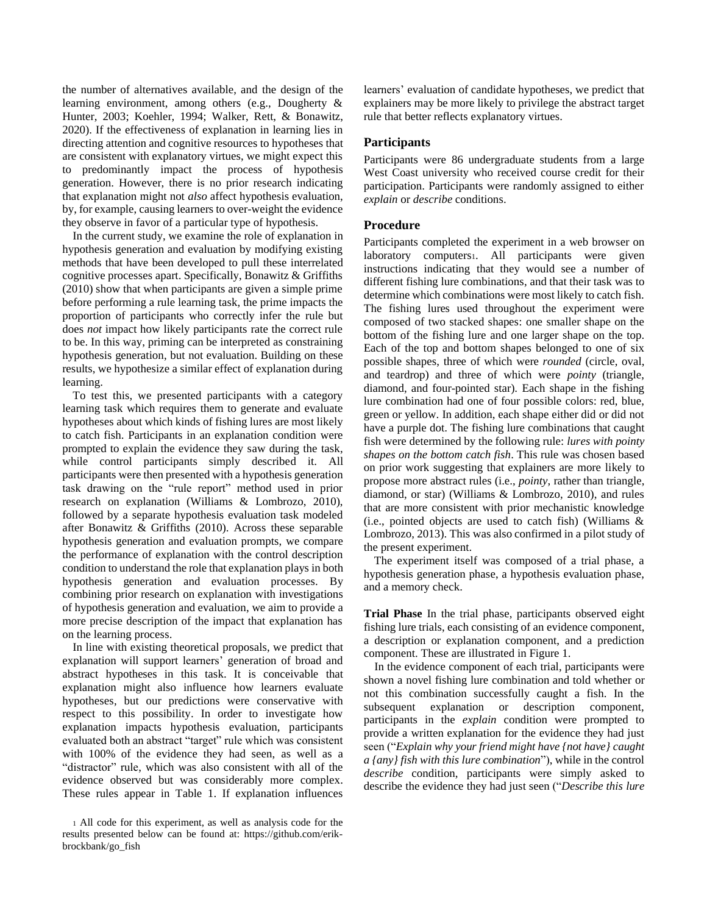the number of alternatives available, and the design of the learning environment, among others (e.g., Dougherty & Hunter, 2003; Koehler, 1994; Walker, Rett, & Bonawitz, 2020). If the effectiveness of explanation in learning lies in directing attention and cognitive resources to hypotheses that are consistent with explanatory virtues, we might expect this to predominantly impact the process of hypothesis generation. However, there is no prior research indicating that explanation might not *also* affect hypothesis evaluation, by, for example, causing learners to over-weight the evidence they observe in favor of a particular type of hypothesis.

In the current study, we examine the role of explanation in hypothesis generation and evaluation by modifying existing methods that have been developed to pull these interrelated cognitive processes apart. Specifically, Bonawitz & Griffiths (2010) show that when participants are given a simple prime before performing a rule learning task, the prime impacts the proportion of participants who correctly infer the rule but does *not* impact how likely participants rate the correct rule to be. In this way, priming can be interpreted as constraining hypothesis generation, but not evaluation. Building on these results, we hypothesize a similar effect of explanation during learning.

To test this, we presented participants with a category learning task which requires them to generate and evaluate hypotheses about which kinds of fishing lures are most likely to catch fish. Participants in an explanation condition were prompted to explain the evidence they saw during the task, while control participants simply described it. All participants were then presented with a hypothesis generation task drawing on the "rule report" method used in prior research on explanation (Williams & Lombrozo, 2010), followed by a separate hypothesis evaluation task modeled after Bonawitz & Griffiths (2010). Across these separable hypothesis generation and evaluation prompts, we compare the performance of explanation with the control description condition to understand the role that explanation plays in both hypothesis generation and evaluation processes. By combining prior research on explanation with investigations of hypothesis generation and evaluation, we aim to provide a more precise description of the impact that explanation has on the learning process.

In line with existing theoretical proposals, we predict that explanation will support learners' generation of broad and abstract hypotheses in this task. It is conceivable that explanation might also influence how learners evaluate hypotheses, but our predictions were conservative with respect to this possibility. In order to investigate how explanation impacts hypothesis evaluation, participants evaluated both an abstract "target" rule which was consistent with 100% of the evidence they had seen, as well as a "distractor" rule, which was also consistent with all of the evidence observed but was considerably more complex. These rules appear in Table 1. If explanation influences learners' evaluation of candidate hypotheses, we predict that explainers may be more likely to privilege the abstract target rule that better reflects explanatory virtues.

## Participants

Participants were 86 undergraduate students from a large West Coast university who received course credit for their participation. Participants were randomly assigned to either *explain* or *describe* conditions.

## Procedure

Participants completed the experiment in a web browser on laboratory computers[1]. All participants were given instructions indicating that they would see a number of different fishing lure combinations, and that their task was to determine which combinations were most likely to catch fish. The fishing lures used throughout the experiment were composed of two stacked shapes: one smaller shape on the bottom of the fishing lure and one larger shape on the top. Each of the top and bottom shapes belonged to one of six possible shapes, three of which were *rounded* (circle, oval, and teardrop) and three of which were *pointy* (triangle, diamond, and four-pointed star). Each shape in the fishing lure combination had one of four possible colors: red, blue, green or yellow. In addition, each shape either did or did not have a purple dot. The fishing lure combinations that caught fish were determined by the following rule: *lures with pointy shapes on the bottom catch fish*. This rule was chosen based on prior work suggesting that explainers are more likely to propose more abstract rules (i.e., *pointy*, rather than triangle, diamond, or star) (Williams & Lombrozo, 2010), and rules that are more consistent with prior mechanistic knowledge (i.e., pointed objects are used to catch fish) (Williams & Lombrozo, 2013). This was also confirmed in a pilot study of the present experiment.

The experiment itself was composed of a trial phase, a hypothesis generation phase, a hypothesis evaluation phase, and a memory check.

**Trial Phase** In the trial phase, participants observed eight fishing lure trials, each consisting of an evidence component, a description or explanation component, and a prediction component. These are illustrated in Figure 1.

In the evidence component of each trial, participants were shown a novel fishing lure combination and told whether or not this combination successfully caught a fish. In the subsequent explanation or description component, participants in the *explain* condition were prompted to provide a written explanation for the evidence they had just seen ("*Explain why your friend might have {not have} caught a {any} fish with this lure combination*"), while in the control *describe* condition, participants were simply asked to describe the evidence they had just seen ("*Describe this lure*

[1] All code for this experiment, as well as analysis code for the results presented below can be found at: https://github.com/erik-brockbank/go_fish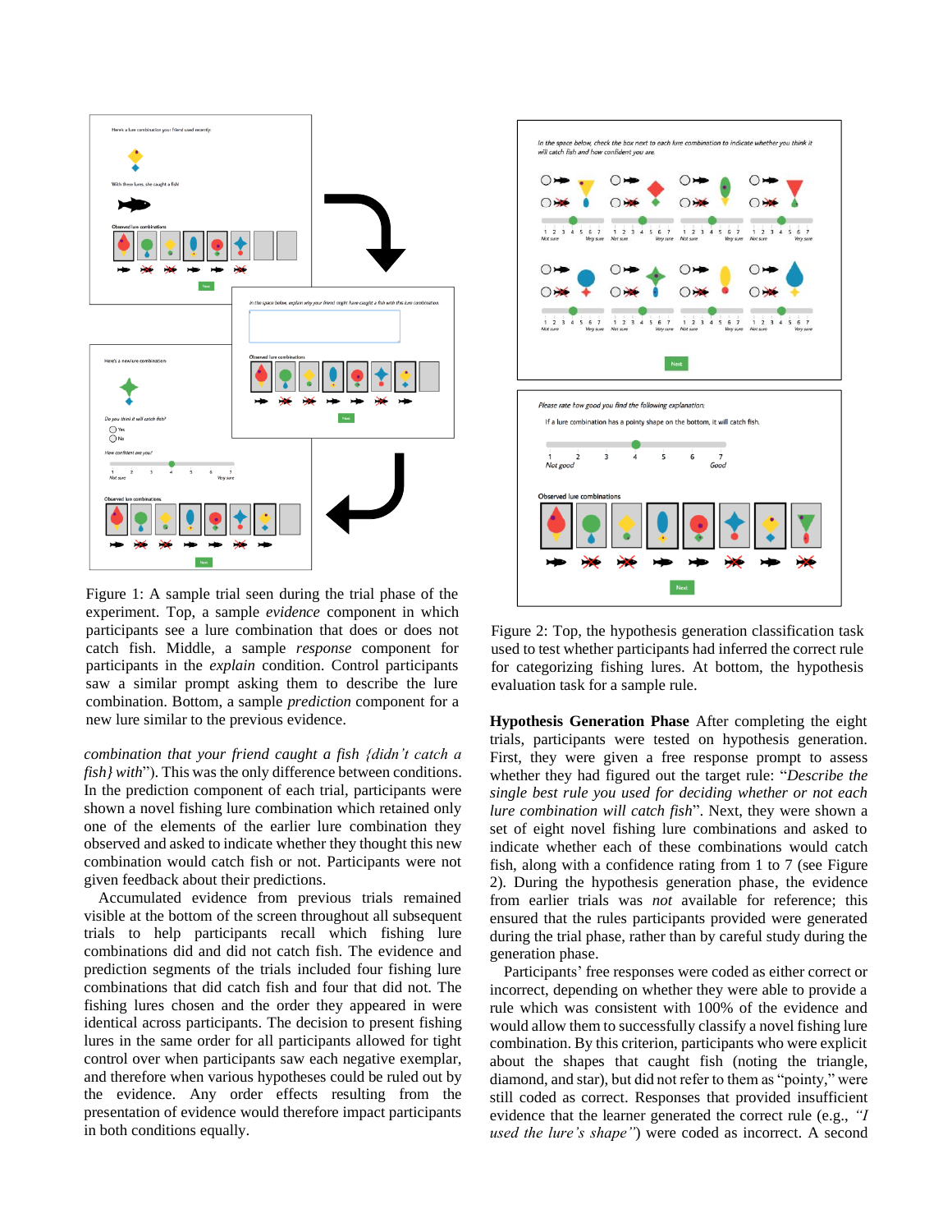Figure 1: A sample trial seen during the trial phase of the experiment. Top, a sample *evidence* component in which participants see a lure combination that does or does not catch fish. Middle, a sample *response* component for participants in the *explain* condition. Control participants saw a similar prompt asking them to describe the lure combination. Bottom, a sample *prediction* component for a new lure similar to the previous evidence.

*combination that your friend caught a fish {didn't catch a fish} with*"). This was the only difference between conditions. In the prediction component of each trial, participants were shown a novel fishing lure combination which retained only one of the elements of the earlier lure combination they observed and asked to indicate whether they thought this new combination would catch fish or not. Participants were not given feedback about their predictions.

Accumulated evidence from previous trials remained visible at the bottom of the screen throughout all subsequent trials to help participants recall which fishing lure combinations did and did not catch fish. The evidence and prediction segments of the trials included four fishing lure combinations that did catch fish and four that did not. The fishing lures chosen and the order they appeared in were identical across participants. The decision to present fishing lures in the same order for all participants allowed for tight control over when participants saw each negative exemplar, and therefore when various hypotheses could be ruled out by the evidence. Any order effects resulting from the presentation of evidence would therefore impact participants in both conditions equally.

Figure 2: Top, the hypothesis generation classification task used to test whether participants had inferred the correct rule for categorizing fishing lures. At bottom, the hypothesis evaluation task for a sample rule.

**Hypothesis Generation Phase** After completing the eight trials, participants were tested on hypothesis generation. First, they were given a free response prompt to assess whether they had figured out the target rule: "*Describe the single best rule you used for deciding whether or not each lure combination will catch fish*". Next, they were shown a set of eight novel fishing lure combinations and asked to indicate whether each of these combinations would catch fish, along with a confidence rating from 1 to 7 (see Figure 2). During the hypothesis generation phase, the evidence from earlier trials was *not* available for reference; this ensured that the rules participants provided were generated during the trial phase, rather than by careful study during the generation phase.

Participants' free responses were coded as either correct or incorrect, depending on whether they were able to provide a rule which was consistent with 100% of the evidence and would allow them to successfully classify a novel fishing lure combination. By this criterion, participants who were explicit about the shapes that caught fish (noting the triangle, diamond, and star), but did not refer to them as "pointy," were still coded as correct. Responses that provided insufficient evidence that the learner generated the correct rule (e.g., *"I used the lure's shape"*) were coded as incorrect. A second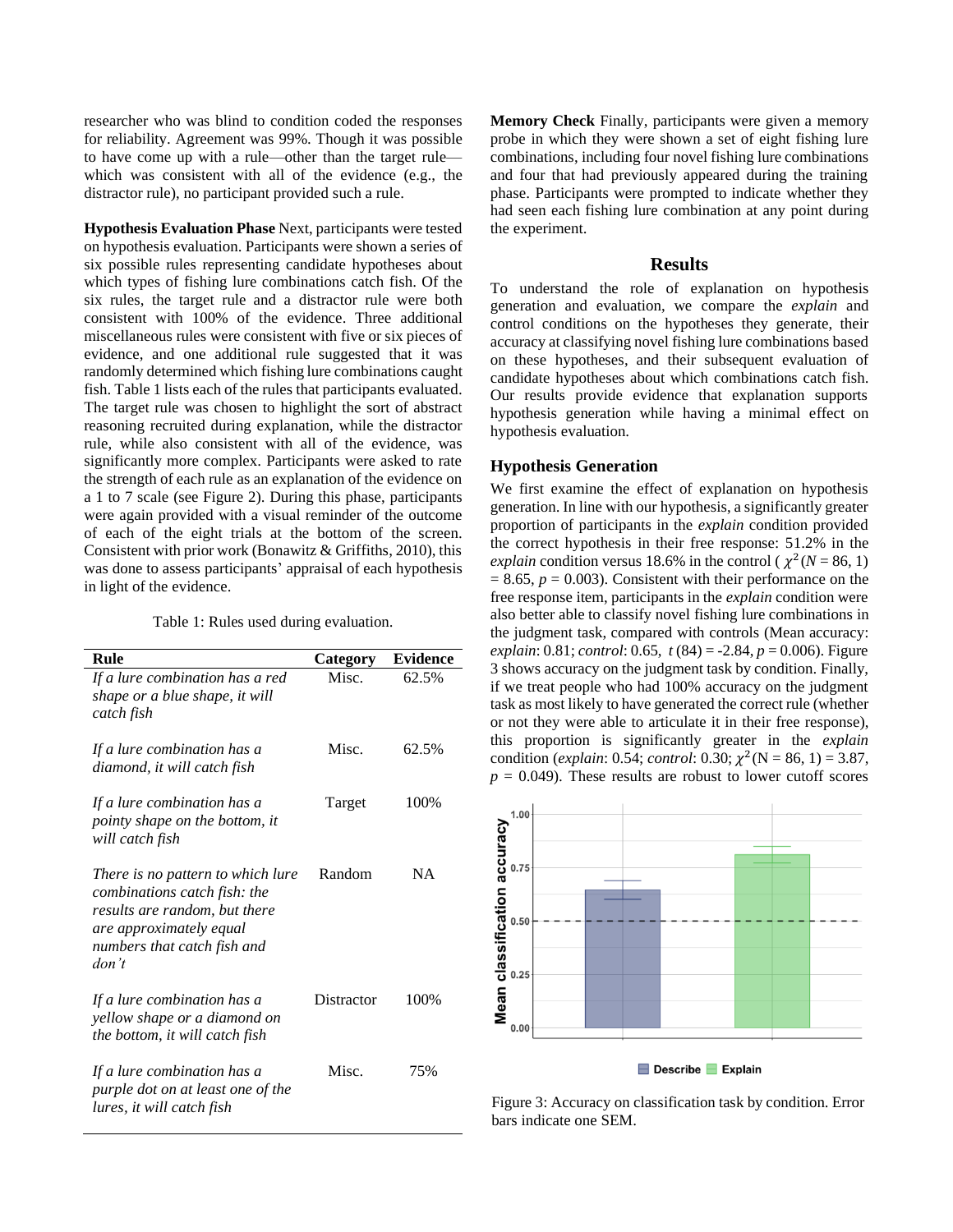researcher who was blind to condition coded the responses for reliability. Agreement was 99%. Though it was possible to have come up with a rule—other than the target rule—which was consistent with all of the evidence (e.g., the distractor rule), no participant provided such a rule.

**Hypothesis Evaluation Phase** Next, participants were tested on hypothesis evaluation. Participants were shown a series of six possible rules representing candidate hypotheses about which types of fishing lure combinations catch fish. Of the six rules, the target rule and a distractor rule were both consistent with 100% of the evidence. Three additional miscellaneous rules were consistent with five or six pieces of evidence, and one additional rule suggested that it was randomly determined which fishing lure combinations caught fish. Table 1 lists each of the rules that participants evaluated. The target rule was chosen to highlight the sort of abstract reasoning recruited during explanation, while the distractor rule, while also consistent with all of the evidence, was significantly more complex. Participants were asked to rate the strength of each rule as an explanation of the evidence on a 1 to 7 scale (see Figure 2). During this phase, participants were again provided with a visual reminder of the outcome of each of the eight trials at the bottom of the screen. Consistent with prior work (Bonawitz & Griffiths, 2010), this was done to assess participants' appraisal of each hypothesis in light of the evidence.

Table 1: Rules used during evaluation.

| Rule | Category | Evidence |
|---|---|---|
| *If a lure combination has a red shape or a blue shape, it will catch fish* | Misc. | 62.5% |
| *If a lure combination has a diamond, it will catch fish* | Misc. | 62.5% |
| *If a lure combination has a pointy shape on the bottom, it will catch fish* | Target | 100% |
| *There is no pattern to which lure combinations catch fish: the results are random, but there are approximately equal numbers that catch fish and don't* | Random | NA |
| *If a lure combination has a yellow shape or a diamond on the bottom, it will catch fish* | Distractor | 100% |
| *If a lure combination has a purple dot on at least one of the lures, it will catch fish* | Misc. | 75% |

**Memory Check** Finally, participants were given a memory probe in which they were shown a set of eight fishing lure combinations, including four novel fishing lure combinations and four that had previously appeared during the training phase. Participants were prompted to indicate whether they had seen each fishing lure combination at any point during the experiment.

## Results

To understand the role of explanation on hypothesis generation and evaluation, we compare the *explain* and control conditions on the hypotheses they generate, their accuracy at classifying novel fishing lure combinations based on these hypotheses, and their subsequent evaluation of candidate hypotheses about which combinations catch fish. Our results provide evidence that explanation supports hypothesis generation while having a minimal effect on hypothesis evaluation.

### Hypothesis Generation

We first examine the effect of explanation on hypothesis generation. In line with our hypothesis, a significantly greater proportion of participants in the *explain* condition provided the correct hypothesis in their free response: 51.2% in the *explain* condition versus 18.6% in the control ($\chi^2(N = 86, 1) = 8.65$, $p = 0.003$). Consistent with their performance on the free response item, participants in the *explain* condition were also better able to classify novel fishing lure combinations in the judgment task, compared with controls (Mean accuracy: *explain*: 0.81; *control*: 0.65, $t(84) = -2.84$, $p = 0.006$). Figure 3 shows accuracy on the judgment task by condition. Finally, if we treat people who had 100% accuracy on the judgment task as most likely to have generated the correct rule (whether or not they were able to articulate it in their free response), this proportion is significantly greater in the *explain* condition (*explain*: 0.54; *control*: 0.30; $\chi^2(N = 86, 1) = 3.87$, $p = 0.049$). These results are robust to lower cutoff scores

Figure 3: Accuracy on classification task by condition. Error bars indicate one SEM.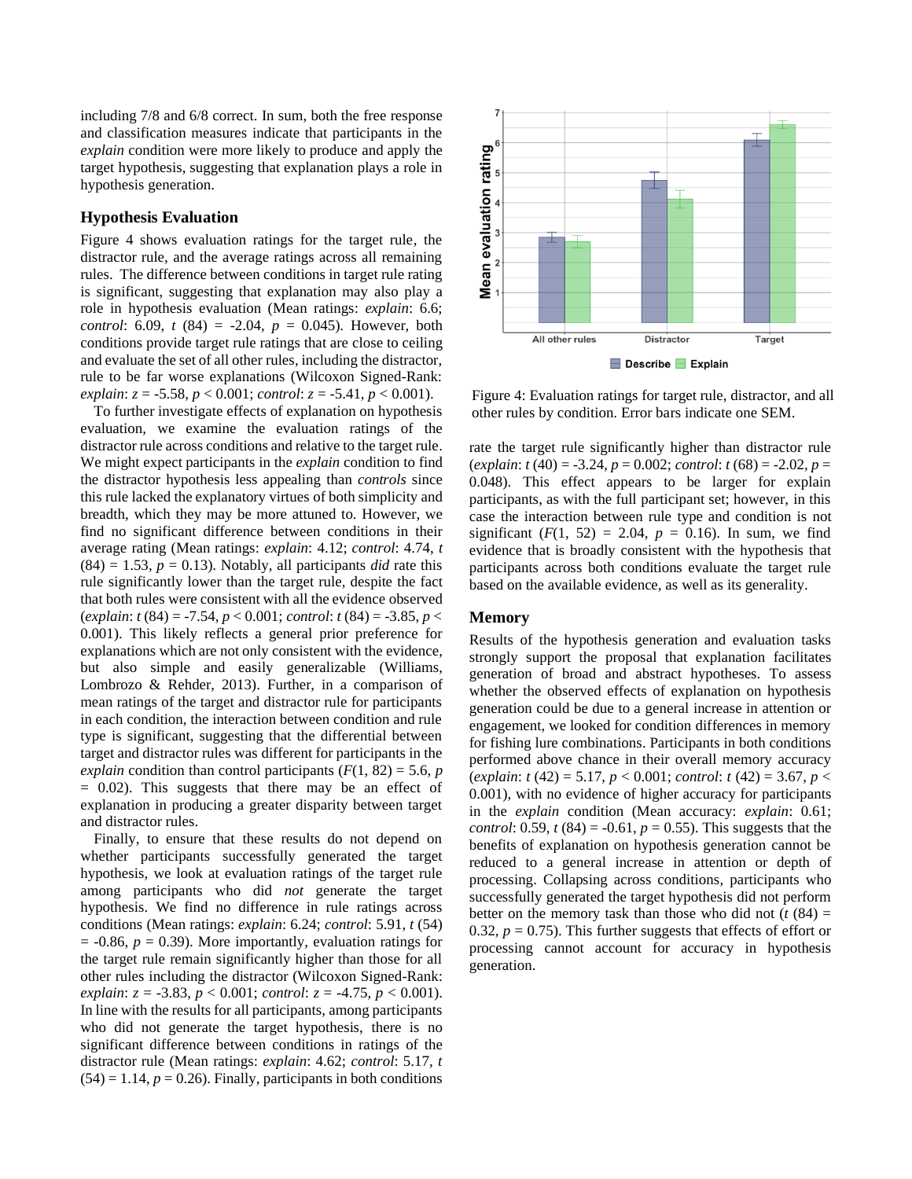including 7/8 and 6/8 correct. In sum, both the free response and classification measures indicate that participants in the *explain* condition were more likely to produce and apply the target hypothesis, suggesting that explanation plays a role in hypothesis generation.

## Hypothesis Evaluation

Figure 4 shows evaluation ratings for the target rule, the distractor rule, and the average ratings across all remaining rules. The difference between conditions in target rule rating is significant, suggesting that explanation may also play a role in hypothesis evaluation (Mean ratings: *explain*: 6.6; *control*: 6.09, $t$ (84) = -2.04, $p$ = 0.045). However, both conditions provide target rule ratings that are close to ceiling and evaluate the set of all other rules, including the distractor, rule to be far worse explanations (Wilcoxon Signed-Rank: *explain*: $z$ = -5.58, $p$ < 0.001; *control*: $z$ = -5.41, $p$ < 0.001).

To further investigate effects of explanation on hypothesis evaluation, we examine the evaluation ratings of the distractor rule across conditions and relative to the target rule. We might expect participants in the *explain* condition to find the distractor hypothesis less appealing than *controls* since this rule lacked the explanatory virtues of both simplicity and breadth, which they may be more attuned to. However, we find no significant difference between conditions in their average rating (Mean ratings: *explain*: 4.12; *control*: 4.74, $t$ (84) = 1.53, $p$ = 0.13). Notably, all participants *did* rate this rule significantly lower than the target rule, despite the fact that both rules were consistent with all the evidence observed (*explain*: $t$ (84) = -7.54, $p$ < 0.001; *control*: $t$ (84) = -3.85, $p$ < 0.001). This likely reflects a general prior preference for explanations which are not only consistent with the evidence, but also simple and easily generalizable (Williams, Lombrozo & Rehder, 2013). Further, in a comparison of mean ratings of the target and distractor rule for participants in each condition, the interaction between condition and rule type is significant, suggesting that the differential between target and distractor rules was different for participants in the *explain* condition than control participants ($F$(1, 82) = 5.6, $p$ = 0.02). This suggests that there may be an effect of explanation in producing a greater disparity between target and distractor rules.

Finally, to ensure that these results do not depend on whether participants successfully generated the target hypothesis, we look at evaluation ratings of the target rule among participants who did *not* generate the target hypothesis. We find no difference in rule ratings across conditions (Mean ratings: *explain*: 6.24; *control*: 5.91, $t$ (54) = -0.86, $p$ = 0.39). More importantly, evaluation ratings for the target rule remain significantly higher than those for all other rules including the distractor (Wilcoxon Signed-Rank: *explain*: $z$ = -3.83, $p$ < 0.001; *control*: $z$ = -4.75, $p$ < 0.001). In line with the results for all participants, among participants who did not generate the target hypothesis, there is no significant difference between conditions in ratings of the distractor rule (Mean ratings: *explain*: 4.62; *control*: 5.17, $t$ (54) = 1.14, $p$ = 0.26). Finally, participants in both conditions rate the target rule significantly higher than distractor rule (*explain*: $t$ (40) = -3.24, $p$ = 0.002; *control*: $t$ (68) = -2.02, $p$ = 0.048). This effect appears to be larger for explain participants, as with the full participant set; however, in this case the interaction between rule type and condition is not significant ($F$(1, 52) = 2.04, $p$ = 0.16). In sum, we find evidence that is broadly consistent with the hypothesis that participants across both conditions evaluate the target rule based on the available evidence, as well as its generality.

Figure 4: Evaluation ratings for target rule, distractor, and all other rules by condition. Error bars indicate one SEM.

## Memory

Results of the hypothesis generation and evaluation tasks strongly support the proposal that explanation facilitates generation of broad and abstract hypotheses. To assess whether the observed effects of explanation on hypothesis generation could be due to a general increase in attention or engagement, we looked for condition differences in memory for fishing lure combinations. Participants in both conditions performed above chance in their overall memory accuracy (*explain*: $t$ (42) = 5.17, $p$ < 0.001; *control*: $t$ (42) = 3.67, $p$ < 0.001), with no evidence of higher accuracy for participants in the *explain* condition (Mean accuracy: *explain*: 0.61; *control*: 0.59, $t$ (84) = -0.61, $p$ = 0.55). This suggests that the benefits of explanation on hypothesis generation cannot be reduced to a general increase in attention or depth of processing. Collapsing across conditions, participants who successfully generated the target hypothesis did not perform better on the memory task than those who did not ($t$ (84) = 0.32, $p$ = 0.75). This further suggests that effects of effort or processing cannot account for accuracy in hypothesis generation.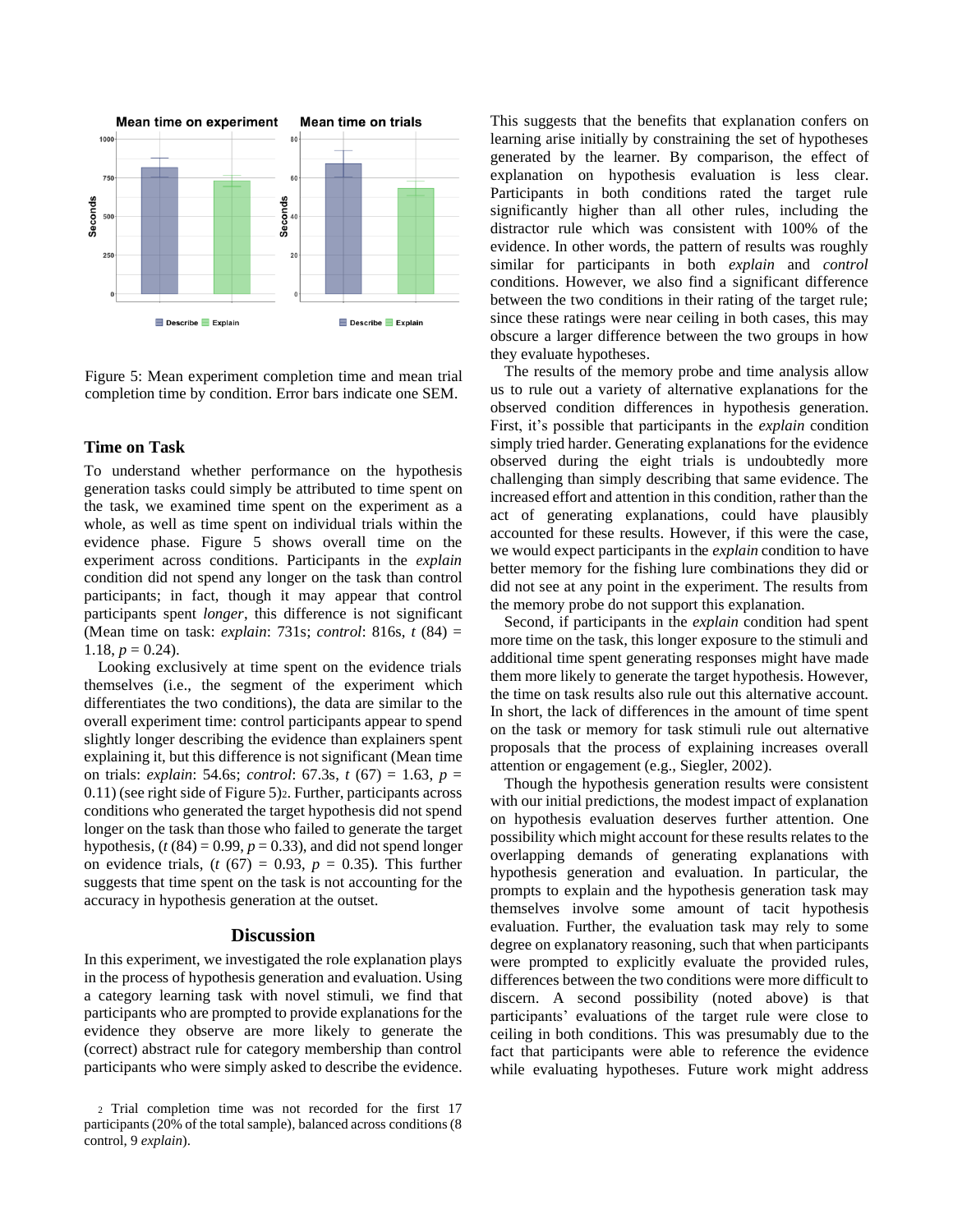Figure 5: Mean experiment completion time and mean trial completion time by condition. Error bars indicate one SEM.

### Time on Task

To understand whether performance on the hypothesis generation tasks could simply be attributed to time spent on the task, we examined time spent on the experiment as a whole, as well as time spent on individual trials within the evidence phase. Figure 5 shows overall time on the experiment across conditions. Participants in the *explain* condition did not spend any longer on the task than control participants; in fact, though it may appear that control participants spent *longer*, this difference is not significant (Mean time on task: *explain*: 731s; *control*: 816s, $t$ (84) = 1.18, $p$ = 0.24).

Looking exclusively at time spent on the evidence trials themselves (i.e., the segment of the experiment which differentiates the two conditions), the data are similar to the overall experiment time: control participants appear to spend slightly longer describing the evidence than explainers spent explaining it, but this difference is not significant (Mean time on trials: *explain*: 54.6s; *control*: 67.3s, $t$ (67) = 1.63, $p$ = 0.11) (see right side of Figure 5)[2]. Further, participants across conditions who generated the target hypothesis did not spend longer on the task than those who failed to generate the target hypothesis, ($t$ (84) = 0.99, $p$ = 0.33), and did not spend longer on evidence trials, ($t$ (67) = 0.93, $p$ = 0.35). This further suggests that time spent on the task is not accounting for the accuracy in hypothesis generation at the outset.

## Discussion

In this experiment, we investigated the role explanation plays in the process of hypothesis generation and evaluation. Using a category learning task with novel stimuli, we find that participants who are prompted to provide explanations for the evidence they observe are more likely to generate the (correct) abstract rule for category membership than control participants who were simply asked to describe the evidence. This suggests that the benefits that explanation confers on learning arise initially by constraining the set of hypotheses generated by the learner. By comparison, the effect of explanation on hypothesis evaluation is less clear. Participants in both conditions rated the target rule significantly higher than all other rules, including the distractor rule which was consistent with 100% of the evidence. In other words, the pattern of results was roughly similar for participants in both *explain* and *control* conditions. However, we also find a significant difference between the two conditions in their rating of the target rule; since these ratings were near ceiling in both cases, this may obscure a larger difference between the two groups in how they evaluate hypotheses.

The results of the memory probe and time analysis allow us to rule out a variety of alternative explanations for the observed condition differences in hypothesis generation. First, it's possible that participants in the *explain* condition simply tried harder. Generating explanations for the evidence observed during the eight trials is undoubtedly more challenging than simply describing that same evidence. The increased effort and attention in this condition, rather than the act of generating explanations, could have plausibly accounted for these results. However, if this were the case, we would expect participants in the *explain* condition to have better memory for the fishing lure combinations they did or did not see at any point in the experiment. The results from the memory probe do not support this explanation.

Second, if participants in the *explain* condition had spent more time on the task, this longer exposure to the stimuli and additional time spent generating responses might have made them more likely to generate the target hypothesis. However, the time on task results also rule out this alternative account. In short, the lack of differences in the amount of time spent on the task or memory for task stimuli rule out alternative proposals that the process of explaining increases overall attention or engagement (e.g., Siegler, 2002).

Though the hypothesis generation results were consistent with our initial predictions, the modest impact of explanation on hypothesis evaluation deserves further attention. One possibility which might account for these results relates to the overlapping demands of generating explanations with hypothesis generation and evaluation. In particular, the prompts to explain and the hypothesis generation task may themselves involve some amount of tacit hypothesis evaluation. Further, the evaluation task may rely to some degree on explanatory reasoning, such that when participants were prompted to explicitly evaluate the provided rules, differences between the two conditions were more difficult to discern. A second possibility (noted above) is that participants' evaluations of the target rule were close to ceiling in both conditions. This was presumably due to the fact that participants were able to reference the evidence while evaluating hypotheses. Future work might address

[2] Trial completion time was not recorded for the first 17 participants (20% of the total sample), balanced across conditions (8 control, 9 *explain*).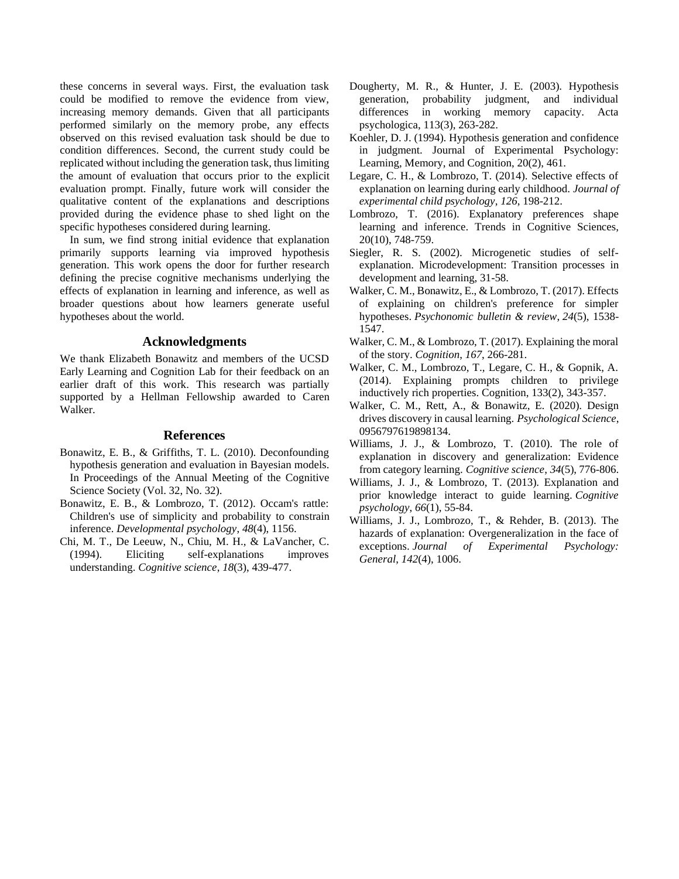these concerns in several ways. First, the evaluation task could be modified to remove the evidence from view, increasing memory demands. Given that all participants performed similarly on the memory probe, any effects observed on this revised evaluation task should be due to condition differences. Second, the current study could be replicated without including the generation task, thus limiting the amount of evaluation that occurs prior to the explicit evaluation prompt. Finally, future work will consider the qualitative content of the explanations and descriptions provided during the evidence phase to shed light on the specific hypotheses considered during learning.

In sum, we find strong initial evidence that explanation primarily supports learning via improved hypothesis generation. This work opens the door for further research defining the precise cognitive mechanisms underlying the effects of explanation in learning and inference, as well as broader questions about how learners generate useful hypotheses about the world.

## Acknowledgments

We thank Elizabeth Bonawitz and members of the UCSD Early Learning and Cognition Lab for their feedback on an earlier draft of this work. This research was partially supported by a Hellman Fellowship awarded to Caren Walker.

## References

Bonawitz, E. B., & Griffiths, T. L. (2010). Deconfounding hypothesis generation and evaluation in Bayesian models. In Proceedings of the Annual Meeting of the Cognitive Science Society (Vol. 32, No. 32).

Bonawitz, E. B., & Lombrozo, T. (2012). Occam's rattle: Children's use of simplicity and probability to constrain inference. *Developmental psychology*, *48*(4), 1156.

Chi, M. T., De Leeuw, N., Chiu, M. H., & LaVancher, C. (1994). Eliciting self-explanations improves understanding. *Cognitive science*, *18*(3), 439-477.

Dougherty, M. R., & Hunter, J. E. (2003). Hypothesis generation, probability judgment, and individual differences in working memory capacity. Acta psychologica, 113(3), 263-282.

Koehler, D. J. (1994). Hypothesis generation and confidence in judgment. Journal of Experimental Psychology: Learning, Memory, and Cognition, 20(2), 461.

Legare, C. H., & Lombrozo, T. (2014). Selective effects of explanation on learning during early childhood. *Journal of experimental child psychology*, *126*, 198-212.

Lombrozo, T. (2016). Explanatory preferences shape learning and inference. Trends in Cognitive Sciences, 20(10), 748-759.

Siegler, R. S. (2002). Microgenetic studies of self-explanation. Microdevelopment: Transition processes in development and learning, 31-58.

Walker, C. M., Bonawitz, E., & Lombrozo, T. (2017). Effects of explaining on children's preference for simpler hypotheses. *Psychonomic bulletin & review*, *24*(5), 1538-1547.

Walker, C. M., & Lombrozo, T. (2017). Explaining the moral of the story. *Cognition*, *167*, 266-281.

Walker, C. M., Lombrozo, T., Legare, C. H., & Gopnik, A. (2014). Explaining prompts children to privilege inductively rich properties. Cognition, 133(2), 343-357.

Walker, C. M., Rett, A., & Bonawitz, E. (2020). Design drives discovery in causal learning. *Psychological Science*, 0956797619898134.

Williams, J. J., & Lombrozo, T. (2010). The role of explanation in discovery and generalization: Evidence from category learning. *Cognitive science*, *34*(5), 776-806.

Williams, J. J., & Lombrozo, T. (2013). Explanation and prior knowledge interact to guide learning. *Cognitive psychology*, *66*(1), 55-84.

Williams, J. J., Lombrozo, T., & Rehder, B. (2013). The hazards of explanation: Overgeneralization in the face of exceptions. *Journal of Experimental Psychology: General*, *142*(4), 1006.